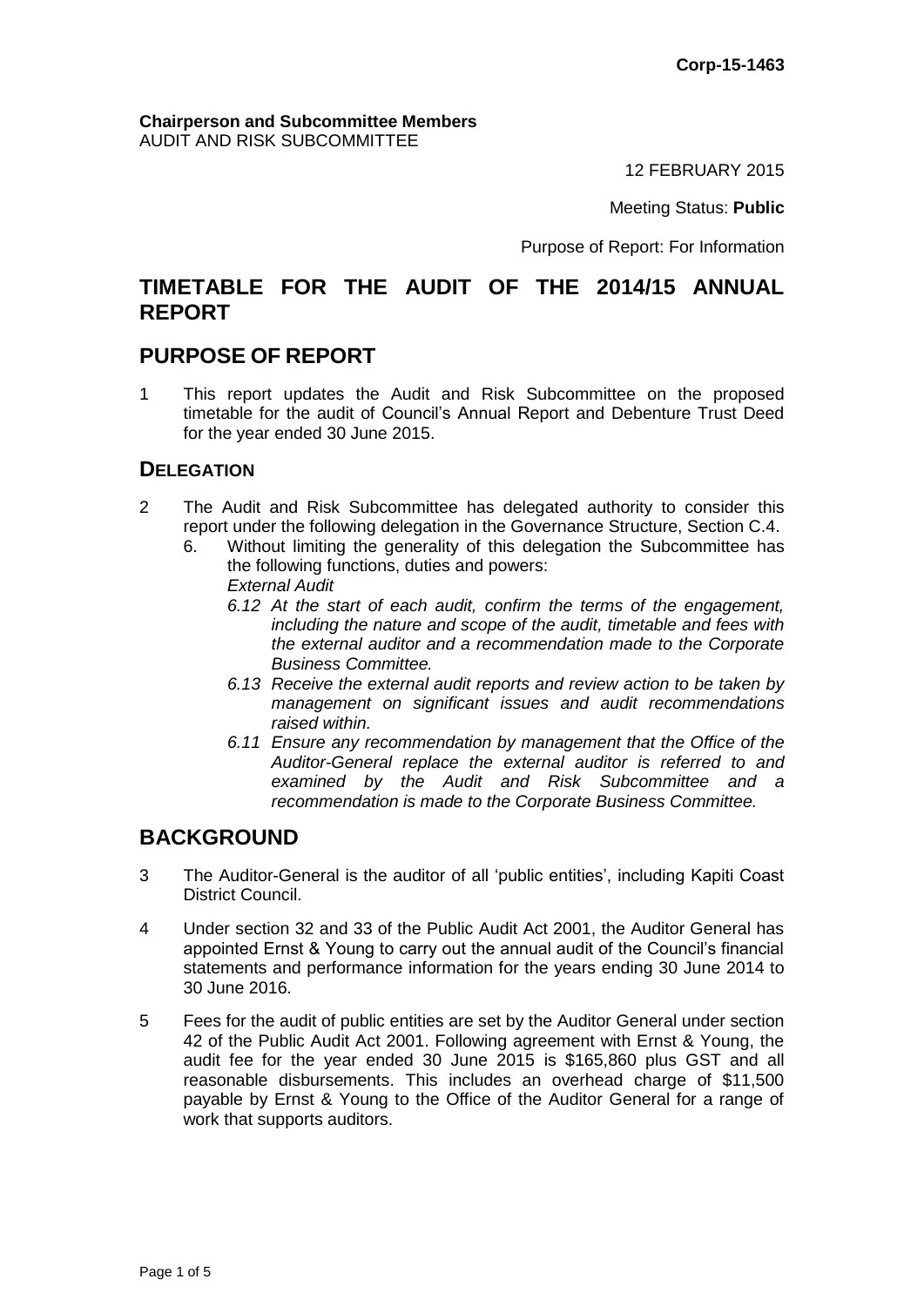**Corp-15-1463**

**Chairperson and Subcommittee Members**
AUDIT AND RISK SUBCOMMITTEE

12 FEBRUARY 2015

Meeting Status: **Public**

Purpose of Report: For Information

# TIMETABLE FOR THE AUDIT OF THE 2014/15 ANNUAL REPORT

## PURPOSE OF REPORT

1 This report updates the Audit and Risk Subcommittee on the proposed timetable for the audit of Council's Annual Report and Debenture Trust Deed for the year ended 30 June 2015.

### DELEGATION

2 The Audit and Risk Subcommittee has delegated authority to consider this report under the following delegation in the Governance Structure, Section C.4.

6. Without limiting the generality of this delegation the Subcommittee has the following functions, duties and powers:
   *External Audit*
   *6.12 At the start of each audit, confirm the terms of the engagement, including the nature and scope of the audit, timetable and fees with the external auditor and a recommendation made to the Corporate Business Committee.*
   *6.13 Receive the external audit reports and review action to be taken by management on significant issues and audit recommendations raised within.*
   *6.11 Ensure any recommendation by management that the Office of the Auditor-General replace the external auditor is referred to and examined by the Audit and Risk Subcommittee and a recommendation is made to the Corporate Business Committee.*

## BACKGROUND

3 The Auditor-General is the auditor of all 'public entities', including Kapiti Coast District Council.

4 Under section 32 and 33 of the Public Audit Act 2001, the Auditor General has appointed Ernst & Young to carry out the annual audit of the Council's financial statements and performance information for the years ending 30 June 2014 to 30 June 2016.

5 Fees for the audit of public entities are set by the Auditor General under section 42 of the Public Audit Act 2001. Following agreement with Ernst & Young, the audit fee for the year ended 30 June 2015 is $165,860 plus GST and all reasonable disbursements. This includes an overhead charge of $11,500 payable by Ernst & Young to the Office of the Auditor General for a range of work that supports auditors.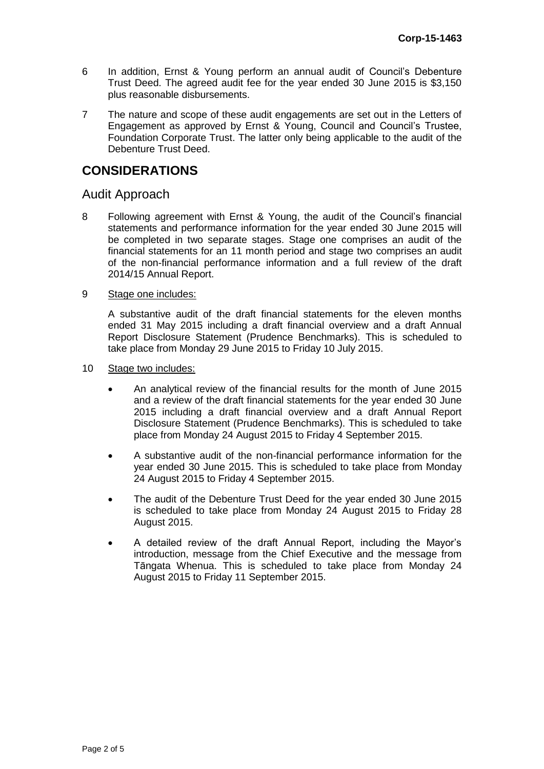6 In addition, Ernst & Young perform an annual audit of Council's Debenture Trust Deed. The agreed audit fee for the year ended 30 June 2015 is $3,150 plus reasonable disbursements.

7 The nature and scope of these audit engagements are set out in the Letters of Engagement as approved by Ernst & Young, Council and Council's Trustee, Foundation Corporate Trust. The latter only being applicable to the audit of the Debenture Trust Deed.

## CONSIDERATIONS

### Audit Approach

8 Following agreement with Ernst & Young, the audit of the Council's financial statements and performance information for the year ended 30 June 2015 will be completed in two separate stages. Stage one comprises an audit of the financial statements for an 11 month period and stage two comprises an audit of the non-financial performance information and a full review of the draft 2014/15 Annual Report.

9 Stage one includes:

A substantive audit of the draft financial statements for the eleven months ended 31 May 2015 including a draft financial overview and a draft Annual Report Disclosure Statement (Prudence Benchmarks). This is scheduled to take place from Monday 29 June 2015 to Friday 10 July 2015.

10 Stage two includes:

- An analytical review of the financial results for the month of June 2015 and a review of the draft financial statements for the year ended 30 June 2015 including a draft financial overview and a draft Annual Report Disclosure Statement (Prudence Benchmarks). This is scheduled to take place from Monday 24 August 2015 to Friday 4 September 2015.
- A substantive audit of the non-financial performance information for the year ended 30 June 2015. This is scheduled to take place from Monday 24 August 2015 to Friday 4 September 2015.
- The audit of the Debenture Trust Deed for the year ended 30 June 2015 is scheduled to take place from Monday 24 August 2015 to Friday 28 August 2015.
- A detailed review of the draft Annual Report, including the Mayor's introduction, message from the Chief Executive and the message from Tāngata Whenua. This is scheduled to take place from Monday 24 August 2015 to Friday 11 September 2015.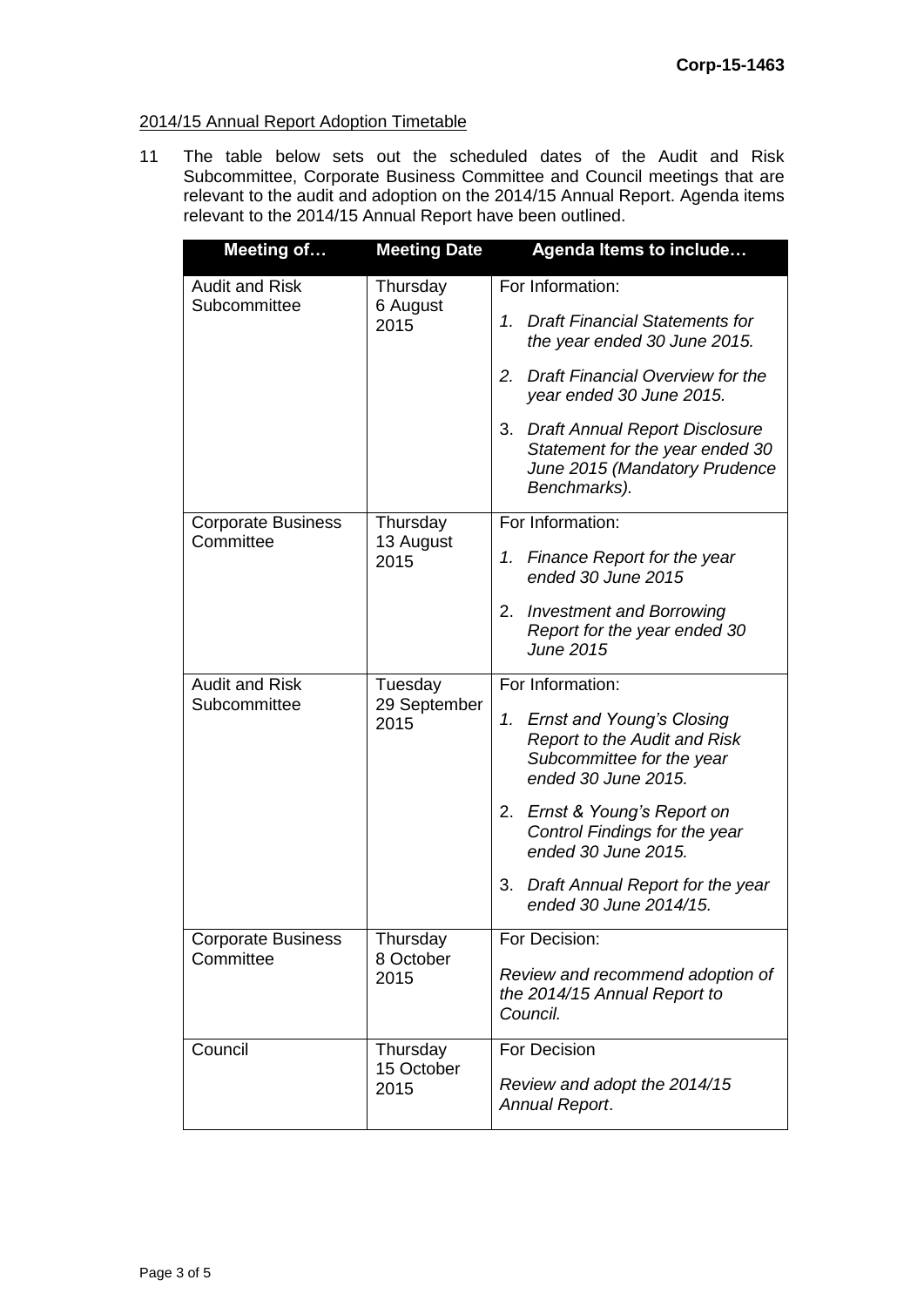2014/15 Annual Report Adoption Timetable

11 The table below sets out the scheduled dates of the Audit and Risk Subcommittee, Corporate Business Committee and Council meetings that are relevant to the audit and adoption on the 2014/15 Annual Report. Agenda items relevant to the 2014/15 Annual Report have been outlined.

| Meeting of… | Meeting Date | Agenda Items to include… |
|---|---|---|
| Audit and Risk Subcommittee | Thursday 6 August 2015 | For Information:<br>1. *Draft Financial Statements for the year ended 30 June 2015.*<br>2. *Draft Financial Overview for the year ended 30 June 2015.*<br>3. *Draft Annual Report Disclosure Statement for the year ended 30 June 2015 (Mandatory Prudence Benchmarks).* |
| Corporate Business Committee | Thursday 13 August 2015 | For Information:<br>1. *Finance Report for the year ended 30 June 2015*<br>2. *Investment and Borrowing Report for the year ended 30 June 2015* |
| Audit and Risk Subcommittee | Tuesday 29 September 2015 | For Information:<br>1. *Ernst and Young's Closing Report to the Audit and Risk Subcommittee for the year ended 30 June 2015.*<br>2. *Ernst & Young's Report on Control Findings for the year ended 30 June 2015.*<br>3. *Draft Annual Report for the year ended 30 June 2014/15.* |
| Corporate Business Committee | Thursday 8 October 2015 | For Decision:<br>*Review and recommend adoption of the 2014/15 Annual Report to Council.* |
| Council | Thursday 15 October 2015 | For Decision<br>*Review and adopt the 2014/15 Annual Report*. |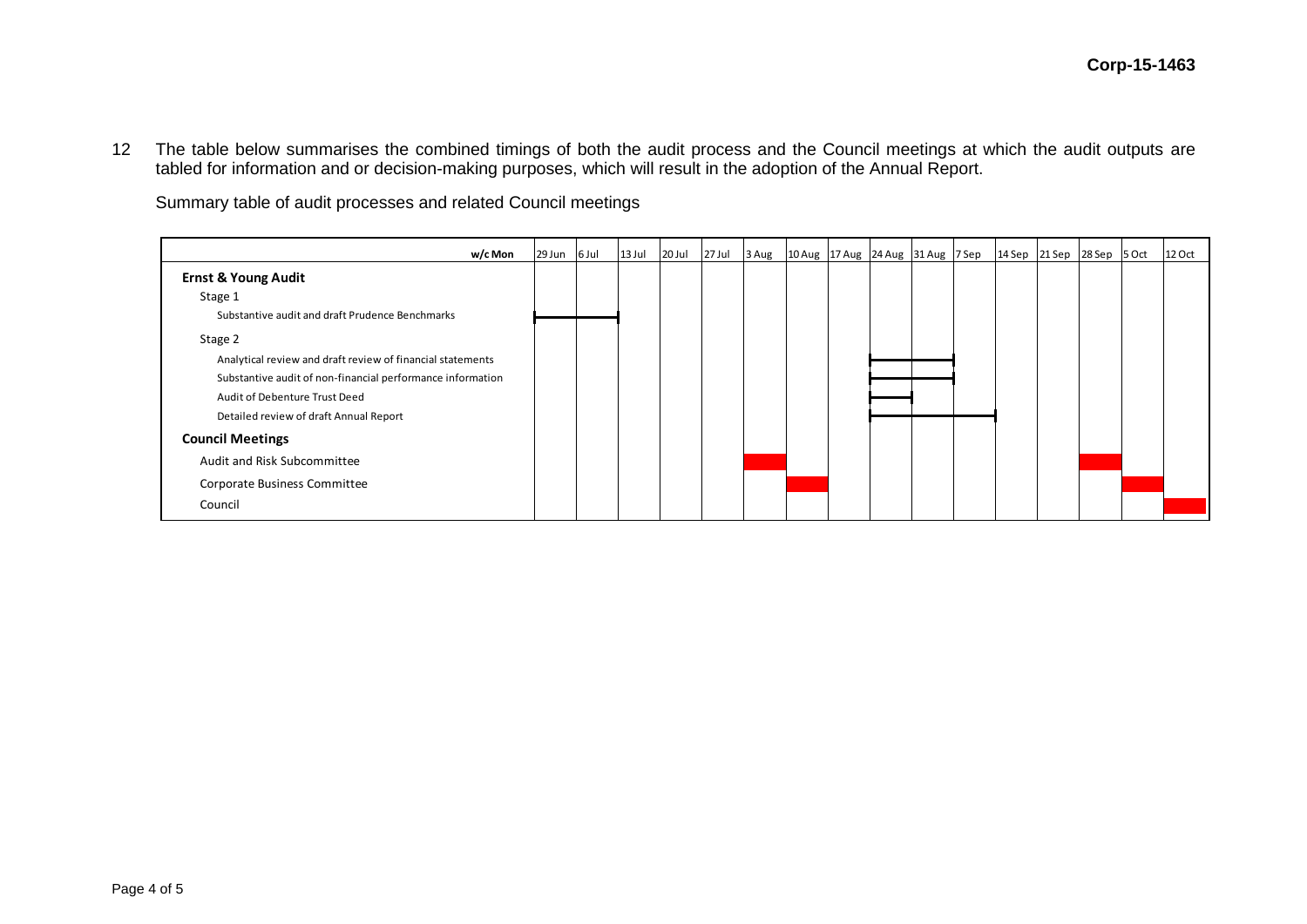12 The table below summarises the combined timings of both the audit process and the Council meetings at which the audit outputs are tabled for information and or decision-making purposes, which will result in the adoption of the Annual Report.

Summary table of audit processes and related Council meetings

| w/c Mon | 29 Jun | 6 Jul | 13 Jul | 20 Jul | 27 Jul | 3 Aug | 10 Aug | 17 Aug | 24 Aug | 31 Aug | 7 Sep | 14 Sep | 21 Sep | 28 Sep | 5 Oct | 12 Oct |
|---|---|---|---|---|---|---|---|---|---|---|---|---|---|---|---|---|
| **Ernst & Young Audit** | | | | | | | | | | | | | | | | |
| Stage 1 | | | | | | | | | | | | | | | | |
| Substantive audit and draft Prudence Benchmarks | X | X | | | | | | | | | | | | | | |
| Stage 2 | | | | | | | | | | | | | | | | |
| Analytical review and draft review of financial statements | | | | | | | | | X | X | | | | | | |
| Substantive audit of non-financial performance information | | | | | | | | | X | X | | | | | | |
| Audit of Debenture Trust Deed | | | | | | | | | X | | | | | | | |
| Detailed review of draft Annual Report | | | | | | | | | X | X | X | | | | | |
| **Council Meetings** | | | | | | | | | | | | | | | | |
| Audit and Risk Subcommittee | | | | | | X | | | | | | | | X | | |
| Corporate Business Committee | | | | | | | X | | | | | | | | X | |
| Council | | | | | | | | | | | | | | | | X |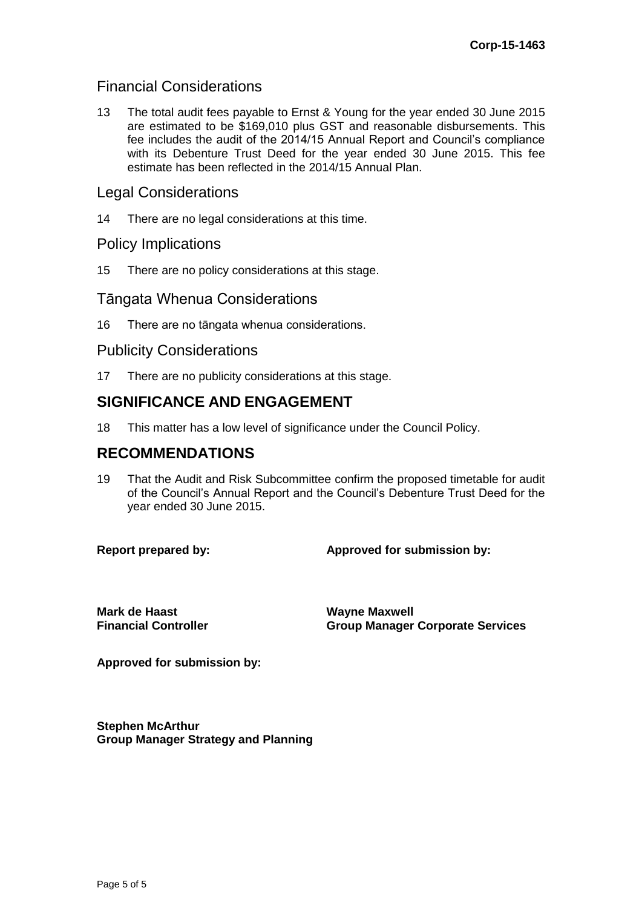## Financial Considerations

13 The total audit fees payable to Ernst & Young for the year ended 30 June 2015 are estimated to be $169,010 plus GST and reasonable disbursements. This fee includes the audit of the 2014/15 Annual Report and Council's compliance with its Debenture Trust Deed for the year ended 30 June 2015. This fee estimate has been reflected in the 2014/15 Annual Plan.

## Legal Considerations

14 There are no legal considerations at this time.

## Policy Implications

15 There are no policy considerations at this stage.

## Tāngata Whenua Considerations

16 There are no tāngata whenua considerations.

## Publicity Considerations

17 There are no publicity considerations at this stage.

# SIGNIFICANCE AND ENGAGEMENT

18 This matter has a low level of significance under the Council Policy.

# RECOMMENDATIONS

19 That the Audit and Risk Subcommittee confirm the proposed timetable for audit of the Council's Annual Report and the Council's Debenture Trust Deed for the year ended 30 June 2015.

**Report prepared by:**

**Mark de Haast**
**Financial Controller**

**Approved for submission by:**

**Wayne Maxwell**
**Group Manager Corporate Services**

**Approved for submission by:**

**Stephen McArthur**
**Group Manager Strategy and Planning**